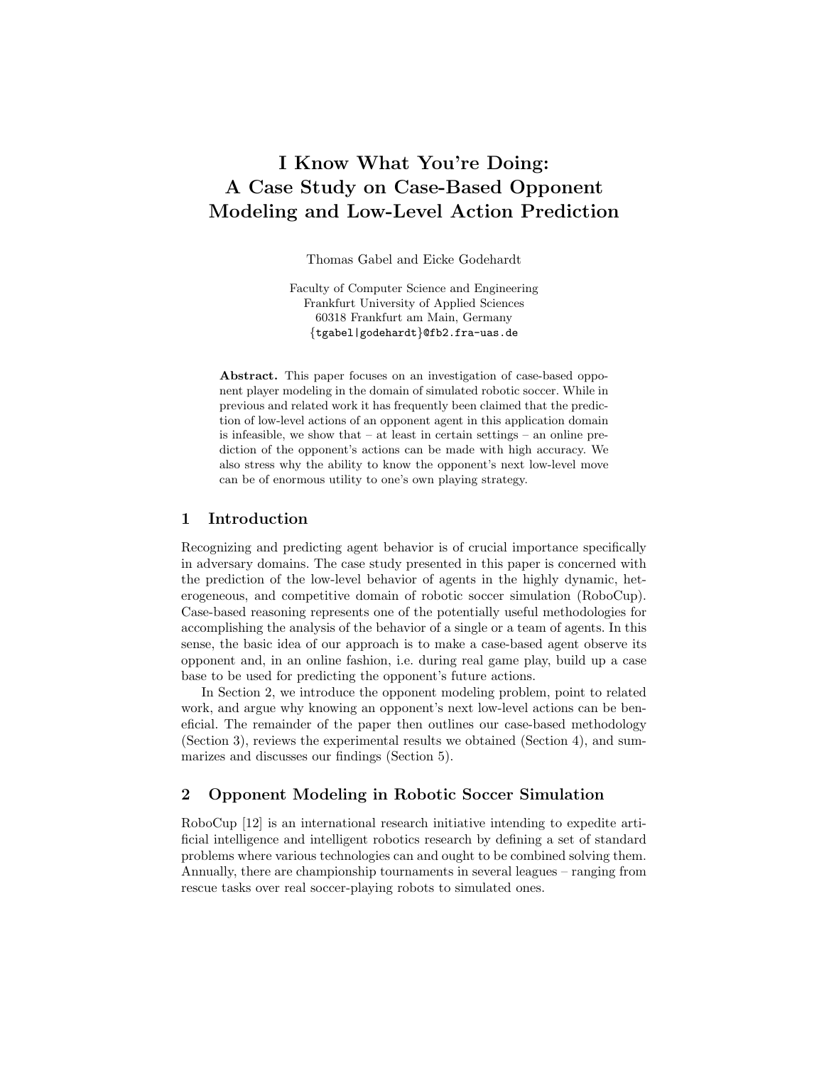# I Know What You're Doing: A Case Study on Case-Based Opponent Modeling and Low-Level Action Prediction

Thomas Gabel and Eicke Godehardt

Faculty of Computer Science and Engineering
Frankfurt University of Applied Sciences
60318 Frankfurt am Main, Germany
{tgabel|godehardt}@fb2.fra-uas.de

**Abstract.** This paper focuses on an investigation of case-based opponent player modeling in the domain of simulated robotic soccer. While in previous and related work it has frequently been claimed that the prediction of low-level actions of an opponent agent in this application domain is infeasible, we show that – at least in certain settings – an online prediction of the opponent's actions can be made with high accuracy. We also stress why the ability to know the opponent's next low-level move can be of enormous utility to one's own playing strategy.

## 1 Introduction

Recognizing and predicting agent behavior is of crucial importance specifically in adversary domains. The case study presented in this paper is concerned with the prediction of the low-level behavior of agents in the highly dynamic, heterogeneous, and competitive domain of robotic soccer simulation (RoboCup). Case-based reasoning represents one of the potentially useful methodologies for accomplishing the analysis of the behavior of a single or a team of agents. In this sense, the basic idea of our approach is to make a case-based agent observe its opponent and, in an online fashion, i.e. during real game play, build up a case base to be used for predicting the opponent's future actions.

In Section 2, we introduce the opponent modeling problem, point to related work, and argue why knowing an opponent's next low-level actions can be beneficial. The remainder of the paper then outlines our case-based methodology (Section 3), reviews the experimental results we obtained (Section 4), and summarizes and discusses our findings (Section 5).

## 2 Opponent Modeling in Robotic Soccer Simulation

RoboCup [12] is an international research initiative intending to expedite artificial intelligence and intelligent robotics research by defining a set of standard problems where various technologies can and ought to be combined solving them. Annually, there are championship tournaments in several leagues – ranging from rescue tasks over real soccer-playing robots to simulated ones.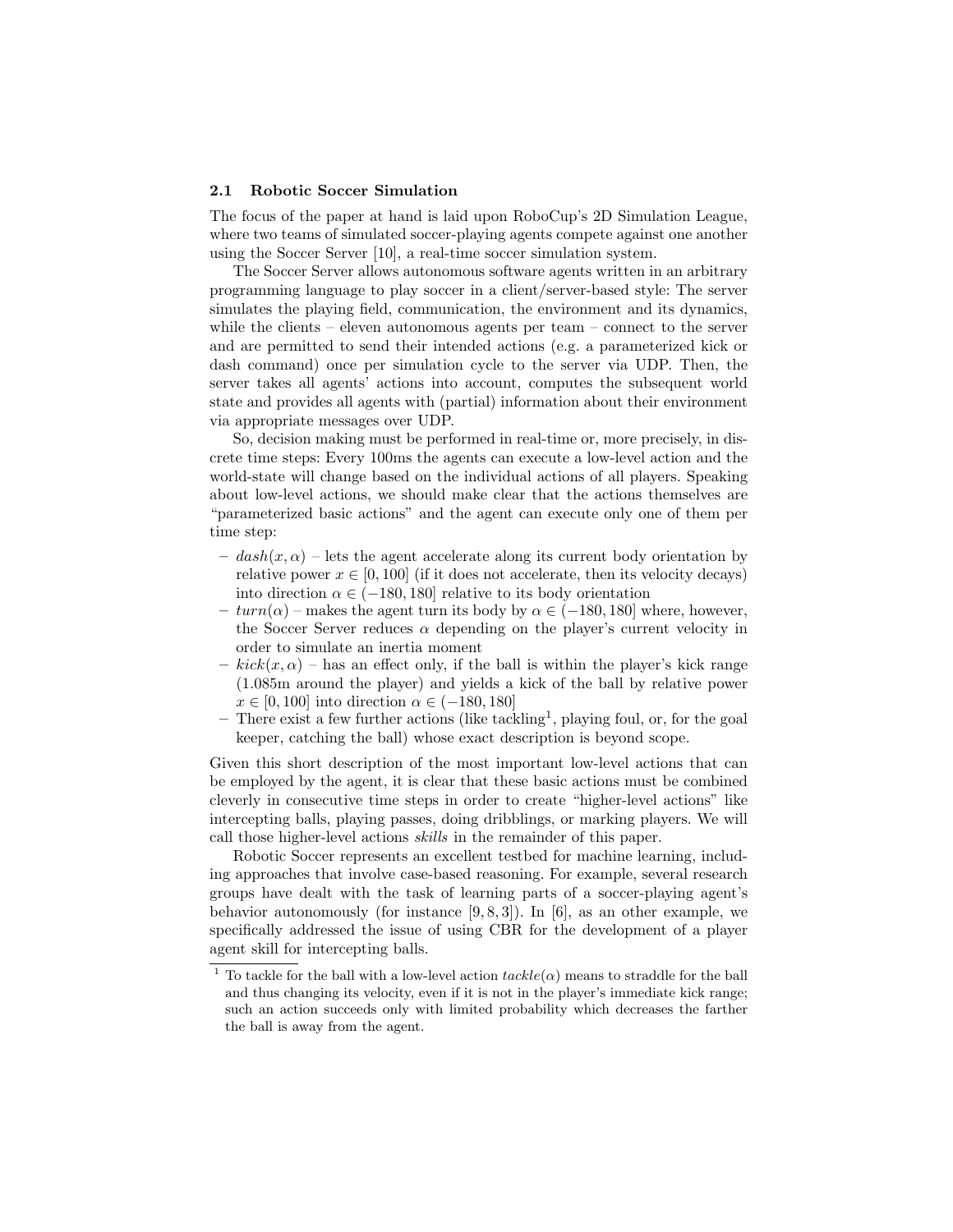### 2.1 Robotic Soccer Simulation

The focus of the paper at hand is laid upon RoboCup's 2D Simulation League, where two teams of simulated soccer-playing agents compete against one another using the Soccer Server [10], a real-time soccer simulation system.

The Soccer Server allows autonomous software agents written in an arbitrary programming language to play soccer in a client/server-based style: The server simulates the playing field, communication, the environment and its dynamics, while the clients – eleven autonomous agents per team – connect to the server and are permitted to send their intended actions (e.g. a parameterized kick or dash command) once per simulation cycle to the server via UDP. Then, the server takes all agents' actions into account, computes the subsequent world state and provides all agents with (partial) information about their environment via appropriate messages over UDP.

So, decision making must be performed in real-time or, more precisely, in discrete time steps: Every 100ms the agents can execute a low-level action and the world-state will change based on the individual actions of all players. Speaking about low-level actions, we should make clear that the actions themselves are "parameterized basic actions" and the agent can execute only one of them per time step:

- $dash(x, \alpha)$ – lets the agent accelerate along its current body orientation by relative power $x \in [0, 100]$ (if it does not accelerate, then its velocity decays) into direction $\alpha \in (-180, 180]$ relative to its body orientation
- $turn(\alpha)$ – makes the agent turn its body by $\alpha \in (-180, 180]$ where, however, the Soccer Server reduces $\alpha$ depending on the player's current velocity in order to simulate an inertia moment
- $kick(x, \alpha)$ – has an effect only, if the ball is within the player's kick range (1.085m around the player) and yields a kick of the ball by relative power $x \in [0, 100]$ into direction $\alpha \in (-180, 180]$
- There exist a few further actions (like tackling[1], playing foul, or, for the goal keeper, catching the ball) whose exact description is beyond scope.

Given this short description of the most important low-level actions that can be employed by the agent, it is clear that these basic actions must be combined cleverly in consecutive time steps in order to create "higher-level actions" like intercepting balls, playing passes, doing dribblings, or marking players. We will call those higher-level actions *skills* in the remainder of this paper.

Robotic Soccer represents an excellent testbed for machine learning, including approaches that involve case-based reasoning. For example, several research groups have dealt with the task of learning parts of a soccer-playing agent's behavior autonomously (for instance [9, 8, 3]). In [6], as an other example, we specifically addressed the issue of using CBR for the development of a player agent skill for intercepting balls.

[1] To tackle for the ball with a low-level action $tackle(\alpha)$ means to straddle for the ball and thus changing its velocity, even if it is not in the player's immediate kick range; such an action succeeds only with limited probability which decreases the farther the ball is away from the agent.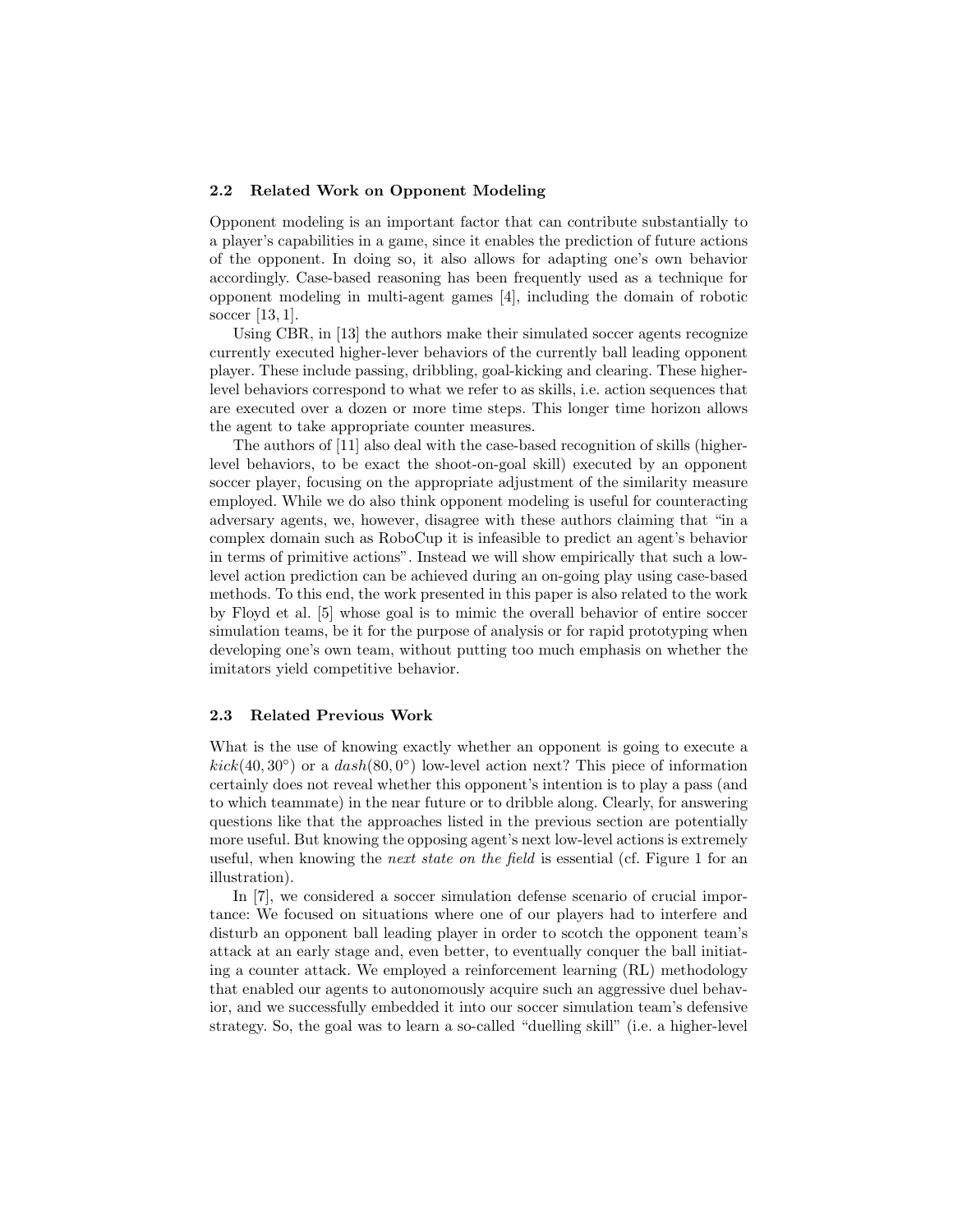### 2.2 Related Work on Opponent Modeling

Opponent modeling is an important factor that can contribute substantially to a player's capabilities in a game, since it enables the prediction of future actions of the opponent. In doing so, it also allows for adapting one's own behavior accordingly. Case-based reasoning has been frequently used as a technique for opponent modeling in multi-agent games [4], including the domain of robotic soccer [13, 1].

Using CBR, in [13] the authors make their simulated soccer agents recognize currently executed higher-lever behaviors of the currently ball leading opponent player. These include passing, dribbling, goal-kicking and clearing. These higher-level behaviors correspond to what we refer to as skills, i.e. action sequences that are executed over a dozen or more time steps. This longer time horizon allows the agent to take appropriate counter measures.

The authors of [11] also deal with the case-based recognition of skills (higher-level behaviors, to be exact the shoot-on-goal skill) executed by an opponent soccer player, focusing on the appropriate adjustment of the similarity measure employed. While we do also think opponent modeling is useful for counteracting adversary agents, we, however, disagree with these authors claiming that "in a complex domain such as RoboCup it is infeasible to predict an agent's behavior in terms of primitive actions". Instead we will show empirically that such a low-level action prediction can be achieved during an on-going play using case-based methods. To this end, the work presented in this paper is also related to the work by Floyd et al. [5] whose goal is to mimic the overall behavior of entire soccer simulation teams, be it for the purpose of analysis or for rapid prototyping when developing one's own team, without putting too much emphasis on whether the imitators yield competitive behavior.

### 2.3 Related Previous Work

What is the use of knowing exactly whether an opponent is going to execute a $kick(40, 30°)$ or a $dash(80, 0°)$ low-level action next? This piece of information certainly does not reveal whether this opponent's intention is to play a pass (and to which teammate) in the near future or to dribble along. Clearly, for answering questions like that the approaches listed in the previous section are potentially more useful. But knowing the opposing agent's next low-level actions is extremely useful, when knowing the *next state on the field* is essential (cf. Figure 1 for an illustration).

In [7], we considered a soccer simulation defense scenario of crucial importance: We focused on situations where one of our players had to interfere and disturb an opponent ball leading player in order to scotch the opponent team's attack at an early stage and, even better, to eventually conquer the ball initiating a counter attack. We employed a reinforcement learning (RL) methodology that enabled our agents to autonomously acquire such an aggressive duel behavior, and we successfully embedded it into our soccer simulation team's defensive strategy. So, the goal was to learn a so-called "duelling skill" (i.e. a higher-level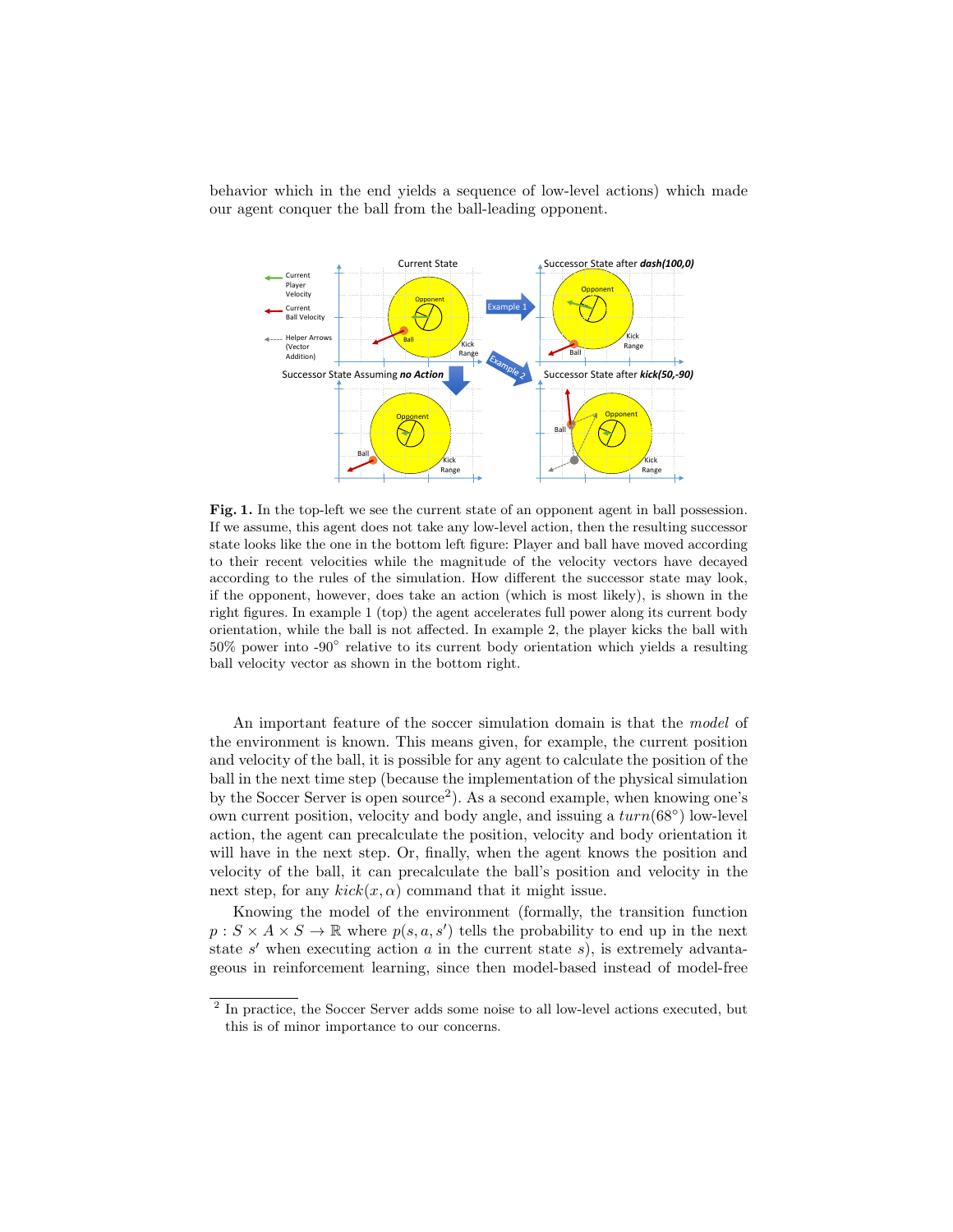behavior which in the end yields a sequence of low-level actions) which made our agent conquer the ball from the ball-leading opponent.

**Fig. 1.** In the top-left we see the current state of an opponent agent in ball possession. If we assume, this agent does not take any low-level action, then the resulting successor state looks like the one in the bottom left figure: Player and ball have moved according to their recent velocities while the magnitude of the velocity vectors have decayed according to the rules of the simulation. How different the successor state may look, if the opponent, however, does take an action (which is most likely), is shown in the right figures. In example 1 (top) the agent accelerates full power along its current body orientation, while the ball is not affected. In example 2, the player kicks the ball with 50% power into -90° relative to its current body orientation which yields a resulting ball velocity vector as shown in the bottom right.

An important feature of the soccer simulation domain is that the *model* of the environment is known. This means given, for example, the current position and velocity of the ball, it is possible for any agent to calculate the position of the ball in the next time step (because the implementation of the physical simulation by the Soccer Server is open source[2]). As a second example, when knowing one's own current position, velocity and body angle, and issuing a $turn(68°)$ low-level action, the agent can precalculate the position, velocity and body orientation it will have in the next step. Or, finally, when the agent knows the position and velocity of the ball, it can precalculate the ball's position and velocity in the next step, for any $kick(x, \alpha)$ command that it might issue.

Knowing the model of the environment (formally, the transition function $p : S \times A \times S \to \mathbb{R}$ where $p(s, a, s')$ tells the probability to end up in the next state $s'$ when executing action $a$ in the current state $s$), is extremely advantageous in reinforcement learning, since then model-based instead of model-free

[2] In practice, the Soccer Server adds some noise to all low-level actions executed, but this is of minor importance to our concerns.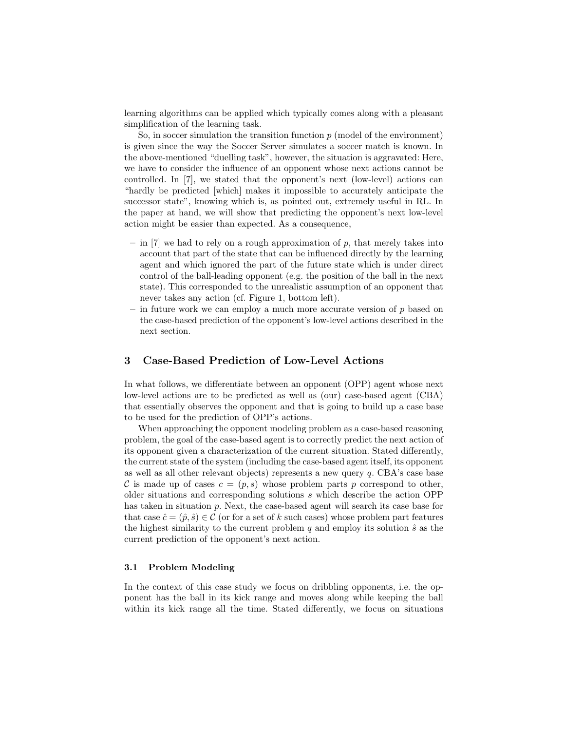learning algorithms can be applied which typically comes along with a pleasant simplification of the learning task.

So, in soccer simulation the transition function $p$ (model of the environment) is given since the way the Soccer Server simulates a soccer match is known. In the above-mentioned "duelling task", however, the situation is aggravated: Here, we have to consider the influence of an opponent whose next actions cannot be controlled. In [7], we stated that the opponent's next (low-level) actions can "hardly be predicted [which] makes it impossible to accurately anticipate the successor state", knowing which is, as pointed out, extremely useful in RL. In the paper at hand, we will show that predicting the opponent's next low-level action might be easier than expected. As a consequence,

- in [7] we had to rely on a rough approximation of $p$, that merely takes into account that part of the state that can be influenced directly by the learning agent and which ignored the part of the future state which is under direct control of the ball-leading opponent (e.g. the position of the ball in the next state). This corresponded to the unrealistic assumption of an opponent that never takes any action (cf. Figure 1, bottom left).
- in future work we can employ a much more accurate version of $p$ based on the case-based prediction of the opponent's low-level actions described in the next section.

## 3 Case-Based Prediction of Low-Level Actions

In what follows, we differentiate between an opponent (OPP) agent whose next low-level actions are to be predicted as well as (our) case-based agent (CBA) that essentially observes the opponent and that is going to build up a case base to be used for the prediction of OPP's actions.

When approaching the opponent modeling problem as a case-based reasoning problem, the goal of the case-based agent is to correctly predict the next action of its opponent given a characterization of the current situation. Stated differently, the current state of the system (including the case-based agent itself, its opponent as well as all other relevant objects) represents a new query $q$. CBA's case base $\mathcal{C}$ is made up of cases $c = (p, s)$ whose problem parts $p$ correspond to other, older situations and corresponding solutions $s$ which describe the action OPP has taken in situation $p$. Next, the case-based agent will search its case base for that case $\hat{c} = (\hat{p}, \hat{s}) \in \mathcal{C}$ (or for a set of $k$ such cases) whose problem part features the highest similarity to the current problem $q$ and employ its solution $\hat{s}$ as the current prediction of the opponent's next action.

### 3.1 Problem Modeling

In the context of this case study we focus on dribbling opponents, i.e. the opponent has the ball in its kick range and moves along while keeping the ball within its kick range all the time. Stated differently, we focus on situations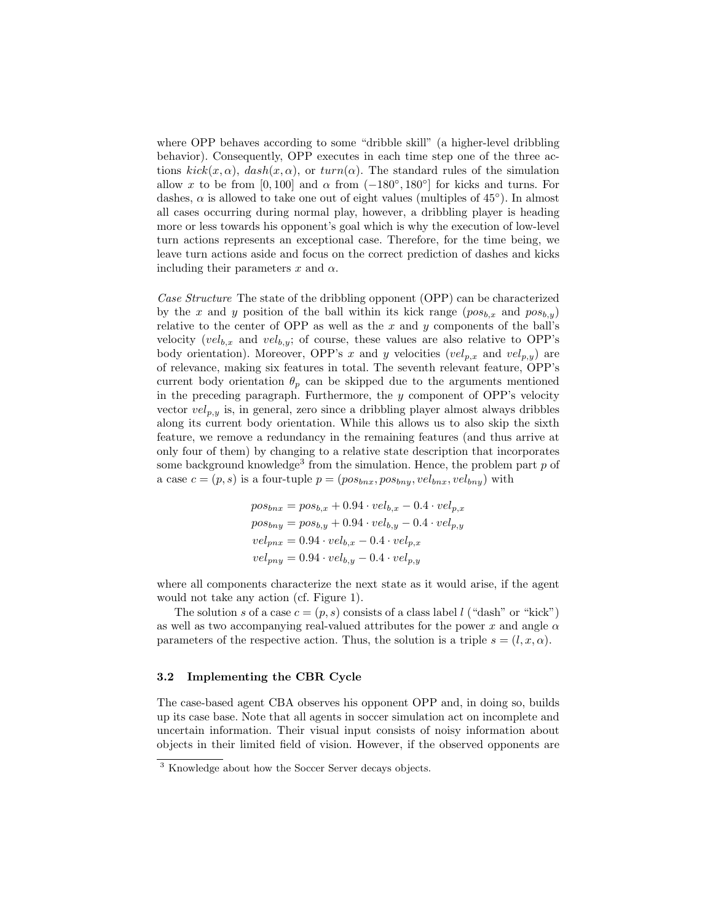where OPP behaves according to some "dribble skill" (a higher-level dribbling behavior). Consequently, OPP executes in each time step one of the three actions $kick(x, \alpha)$, $dash(x, \alpha)$, or $turn(\alpha)$. The standard rules of the simulation allow $x$ to be from $[0, 100]$ and $\alpha$ from $(-180°, 180°]$ for kicks and turns. For dashes, $\alpha$ is allowed to take one out of eight values (multiples of 45°). In almost all cases occurring during normal play, however, a dribbling player is heading more or less towards his opponent's goal which is why the execution of low-level turn actions represents an exceptional case. Therefore, for the time being, we leave turn actions aside and focus on the correct prediction of dashes and kicks including their parameters $x$ and $\alpha$.

*Case Structure* The state of the dribbling opponent (OPP) can be characterized by the $x$ and $y$ position of the ball within its kick range ($pos_{b,x}$ and $pos_{b,y}$) relative to the center of OPP as well as the $x$ and $y$ components of the ball's velocity ($vel_{b,x}$ and $vel_{b,y}$; of course, these values are also relative to OPP's body orientation). Moreover, OPP's $x$ and $y$ velocities ($vel_{p,x}$ and $vel_{p,y}$) are of relevance, making six features in total. The seventh relevant feature, OPP's current body orientation $\theta_p$ can be skipped due to the arguments mentioned in the preceding paragraph. Furthermore, the $y$ component of OPP's velocity vector $vel_{p,y}$ is, in general, zero since a dribbling player almost always dribbles along its current body orientation. While this allows us to also skip the sixth feature, we remove a redundancy in the remaining features (and thus arrive at only four of them) by changing to a relative state description that incorporates some background knowledge[3] from the simulation. Hence, the problem part $p$ of a case $c = (p, s)$ is a four-tuple $p = (pos_{bnx}, pos_{bny}, vel_{bnx}, vel_{bny})$ with

$$
\begin{aligned}
pos_{bnx} &= pos_{b,x} + 0.94 \cdot vel_{b,x} - 0.4 \cdot vel_{p,x} \\
pos_{bny} &= pos_{b,y} + 0.94 \cdot vel_{b,y} - 0.4 \cdot vel_{p,y} \\
vel_{pnx} &= 0.94 \cdot vel_{b,x} - 0.4 \cdot vel_{p,x} \\
vel_{pny} &= 0.94 \cdot vel_{b,y} - 0.4 \cdot vel_{p,y}
\end{aligned}
$$

where all components characterize the next state as it would arise, if the agent would not take any action (cf. Figure 1).

The solution $s$ of a case $c = (p, s)$ consists of a class label $l$ ("dash" or "kick") as well as two accompanying real-valued attributes for the power $x$ and angle $\alpha$ parameters of the respective action. Thus, the solution is a triple $s = (l, x, \alpha)$.

### 3.2 Implementing the CBR Cycle

The case-based agent CBA observes his opponent OPP and, in doing so, builds up its case base. Note that all agents in soccer simulation act on incomplete and uncertain information. Their visual input consists of noisy information about objects in their limited field of vision. However, if the observed opponents are

[3] Knowledge about how the Soccer Server decays objects.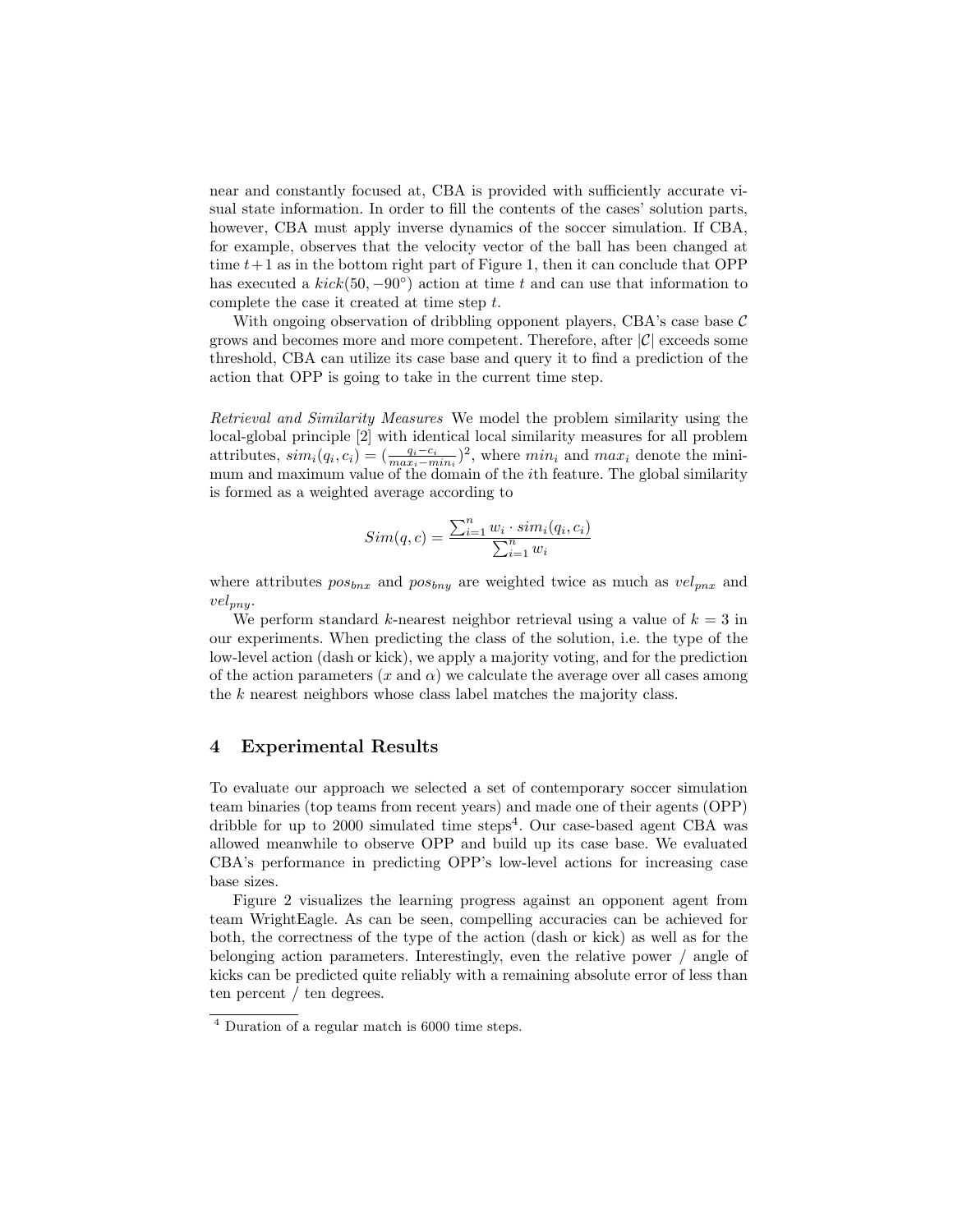near and constantly focused at, CBA is provided with sufficiently accurate visual state information. In order to fill the contents of the cases' solution parts, however, CBA must apply inverse dynamics of the soccer simulation. If CBA, for example, observes that the velocity vector of the ball has been changed at time $t+1$ as in the bottom right part of Figure 1, then it can conclude that OPP has executed a $kick(50, -90^{\circ})$ action at time $t$ and can use that information to complete the case it created at time step $t$.

With ongoing observation of dribbling opponent players, CBA's case base $\mathcal{C}$ grows and becomes more and more competent. Therefore, after $|\mathcal{C}|$ exceeds some threshold, CBA can utilize its case base and query it to find a prediction of the action that OPP is going to take in the current time step.

*Retrieval and Similarity Measures* We model the problem similarity using the local-global principle [2] with identical local similarity measures for all problem attributes, $sim_i(q_i, c_i) = (\frac{q_i - c_i}{max_i - min_i})^2$, where $min_i$ and $max_i$ denote the minimum and maximum value of the domain of the $i$th feature. The global similarity is formed as a weighted average according to

$$Sim(q, c) = \frac{\sum_{i=1}^{n} w_i \cdot sim_i(q_i, c_i)}{\sum_{i=1}^{n} w_i}$$

where attributes $pos_{bnx}$ and $pos_{bny}$ are weighted twice as much as $vel_{pnx}$ and $vel_{pny}$.

We perform standard $k$-nearest neighbor retrieval using a value of $k = 3$ in our experiments. When predicting the class of the solution, i.e. the type of the low-level action (dash or kick), we apply a majority voting, and for the prediction of the action parameters ($x$ and $\alpha$) we calculate the average over all cases among the $k$ nearest neighbors whose class label matches the majority class.

## 4 Experimental Results

To evaluate our approach we selected a set of contemporary soccer simulation team binaries (top teams from recent years) and made one of their agents (OPP) dribble for up to 2000 simulated time steps[4]. Our case-based agent CBA was allowed meanwhile to observe OPP and build up its case base. We evaluated CBA's performance in predicting OPP's low-level actions for increasing case base sizes.

Figure 2 visualizes the learning progress against an opponent agent from team WrightEagle. As can be seen, compelling accuracies can be achieved for both, the correctness of the type of the action (dash or kick) as well as for the belonging action parameters. Interestingly, even the relative power / angle of kicks can be predicted quite reliably with a remaining absolute error of less than ten percent / ten degrees.

[4] Duration of a regular match is 6000 time steps.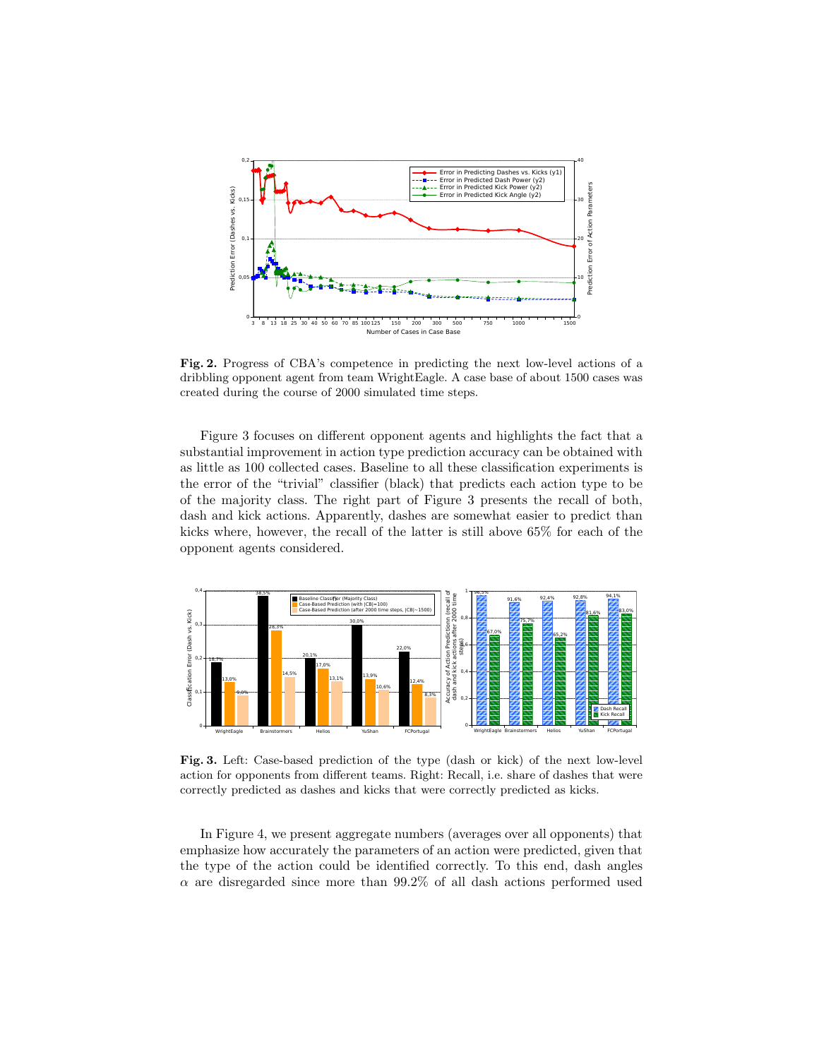**Fig. 2.** Progress of CBA's competence in predicting the next low-level actions of a dribbling opponent agent from team WrightEagle. A case base of about 1500 cases was created during the course of 2000 simulated time steps.

Figure 3 focuses on different opponent agents and highlights the fact that a substantial improvement in action type prediction accuracy can be obtained with as little as 100 collected cases. Baseline to all these classification experiments is the error of the "trivial" classifier (black) that predicts each action type to be of the majority class. The right part of Figure 3 presents the recall of both, dash and kick actions. Apparently, dashes are somewhat easier to predict than kicks where, however, the recall of the latter is still above 65% for each of the opponent agents considered.

**Fig. 3.** Left: Case-based prediction of the type (dash or kick) of the next low-level action for opponents from different teams. Right: Recall, i.e. share of dashes that were correctly predicted as dashes and kicks that were correctly predicted as kicks.

In Figure 4, we present aggregate numbers (averages over all opponents) that emphasize how accurately the parameters of an action were predicted, given that the type of the action could be identified correctly. To this end, dash angles $\alpha$ are disregarded since more than 99.2% of all dash actions performed used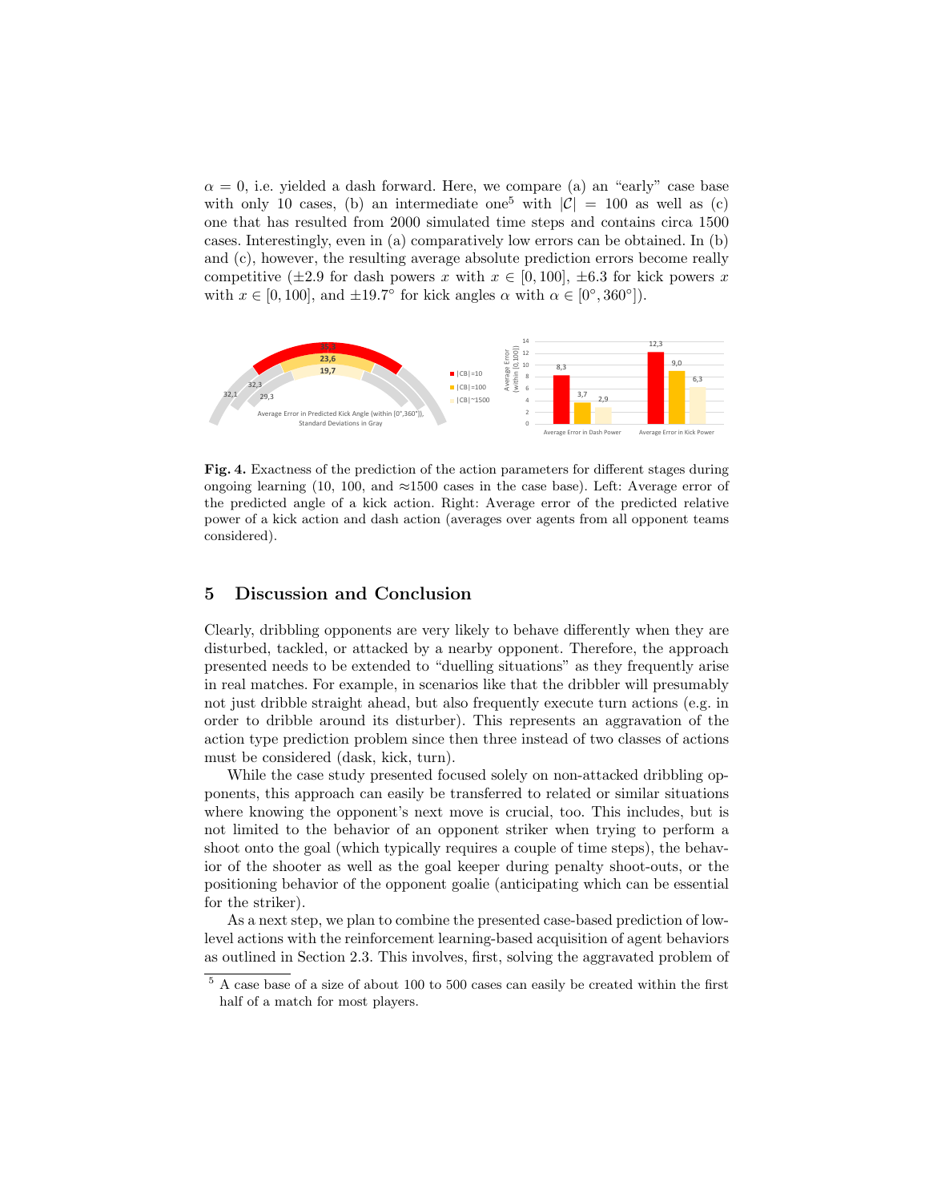$\alpha = 0$, i.e. yielded a dash forward. Here, we compare (a) an "early" case base with only 10 cases, (b) an intermediate one[5] with $|\mathcal{C}| = 100$ as well as (c) one that has resulted from 2000 simulated time steps and contains circa 1500 cases. Interestingly, even in (a) comparatively low errors can be obtained. In (b) and (c), however, the resulting average absolute prediction errors become really competitive ($\pm 2.9$ for dash powers $x$ with $x \in [0, 100]$, $\pm 6.3$ for kick powers $x$ with $x \in [0, 100]$, and $\pm 19.7°$ for kick angles $\alpha$ with $\alpha \in [0°, 360°]$).

**Fig. 4.** Exactness of the prediction of the action parameters for different stages during ongoing learning (10, 100, and $\approx$1500 cases in the case base). Left: Average error of the predicted angle of a kick action. Right: Average error of the predicted relative power of a kick action and dash action (averages over agents from all opponent teams considered).

## 5 Discussion and Conclusion

Clearly, dribbling opponents are very likely to behave differently when they are disturbed, tackled, or attacked by a nearby opponent. Therefore, the approach presented needs to be extended to "duelling situations" as they frequently arise in real matches. For example, in scenarios like that the dribbler will presumably not just dribble straight ahead, but also frequently execute turn actions (e.g. in order to dribble around its disturber). This represents an aggravation of the action type prediction problem since then three instead of two classes of actions must be considered (dask, kick, turn).

While the case study presented focused solely on non-attacked dribbling opponents, this approach can easily be transferred to related or similar situations where knowing the opponent's next move is crucial, too. This includes, but is not limited to the behavior of an opponent striker when trying to perform a shoot onto the goal (which typically requires a couple of time steps), the behavior of the shooter as well as the goal keeper during penalty shoot-outs, or the positioning behavior of the opponent goalie (anticipating which can be essential for the striker).

As a next step, we plan to combine the presented case-based prediction of low-level actions with the reinforcement learning-based acquisition of agent behaviors as outlined in Section 2.3. This involves, first, solving the aggravated problem of

[5] A case base of a size of about 100 to 500 cases can easily be created within the first half of a match for most players.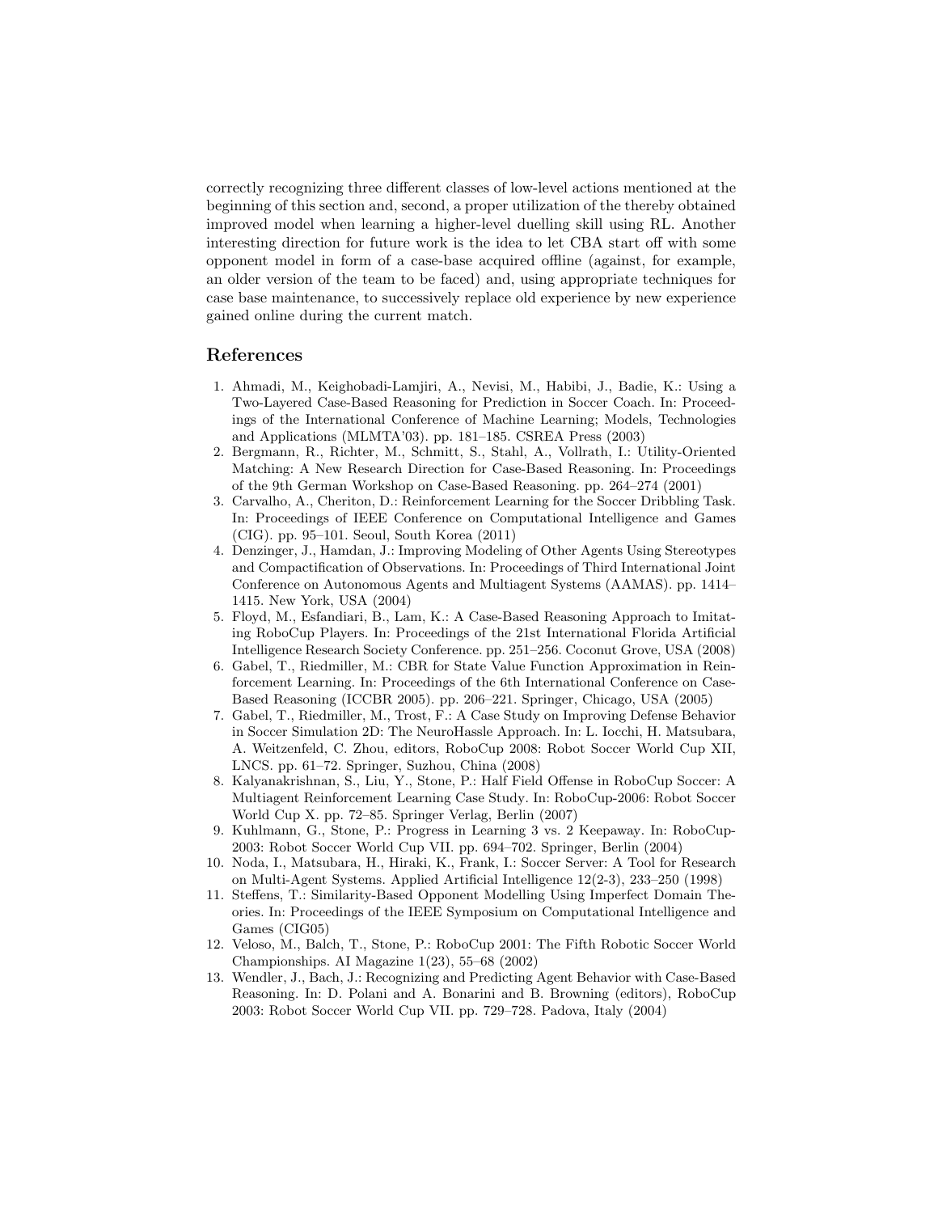correctly recognizing three different classes of low-level actions mentioned at the beginning of this section and, second, a proper utilization of the thereby obtained improved model when learning a higher-level duelling skill using RL. Another interesting direction for future work is the idea to let CBA start off with some opponent model in form of a case-base acquired offline (against, for example, an older version of the team to be faced) and, using appropriate techniques for case base maintenance, to successively replace old experience by new experience gained online during the current match.

## References

1. Ahmadi, M., Keighobadi-Lamjiri, A., Nevisi, M., Habibi, J., Badie, K.: Using a Two-Layered Case-Based Reasoning for Prediction in Soccer Coach. In: Proceedings of the International Conference of Machine Learning; Models, Technologies and Applications (MLMTA'03). pp. 181–185. CSREA Press (2003)
2. Bergmann, R., Richter, M., Schmitt, S., Stahl, A., Vollrath, I.: Utility-Oriented Matching: A New Research Direction for Case-Based Reasoning. In: Proceedings of the 9th German Workshop on Case-Based Reasoning. pp. 264–274 (2001)
3. Carvalho, A., Cheriton, D.: Reinforcement Learning for the Soccer Dribbling Task. In: Proceedings of IEEE Conference on Computational Intelligence and Games (CIG). pp. 95–101. Seoul, South Korea (2011)
4. Denzinger, J., Hamdan, J.: Improving Modeling of Other Agents Using Stereotypes and Compactification of Observations. In: Proceedings of Third International Joint Conference on Autonomous Agents and Multiagent Systems (AAMAS). pp. 1414–1415. New York, USA (2004)
5. Floyd, M., Esfandiari, B., Lam, K.: A Case-Based Reasoning Approach to Imitating RoboCup Players. In: Proceedings of the 21st International Florida Artificial Intelligence Research Society Conference. pp. 251–256. Coconut Grove, USA (2008)
6. Gabel, T., Riedmiller, M.: CBR for State Value Function Approximation in Reinforcement Learning. In: Proceedings of the 6th International Conference on Case-Based Reasoning (ICCBR 2005). pp. 206–221. Springer, Chicago, USA (2005)
7. Gabel, T., Riedmiller, M., Trost, F.: A Case Study on Improving Defense Behavior in Soccer Simulation 2D: The NeuroHassle Approach. In: L. Iocchi, H. Matsubara, A. Weitzenfeld, C. Zhou, editors, RoboCup 2008: Robot Soccer World Cup XII, LNCS. pp. 61–72. Springer, Suzhou, China (2008)
8. Kalyanakrishnan, S., Liu, Y., Stone, P.: Half Field Offense in RoboCup Soccer: A Multiagent Reinforcement Learning Case Study. In: RoboCup-2006: Robot Soccer World Cup X. pp. 72–85. Springer Verlag, Berlin (2007)
9. Kuhlmann, G., Stone, P.: Progress in Learning 3 vs. 2 Keepaway. In: RoboCup-2003: Robot Soccer World Cup VII. pp. 694–702. Springer, Berlin (2004)
10. Noda, I., Matsubara, H., Hiraki, K., Frank, I.: Soccer Server: A Tool for Research on Multi-Agent Systems. Applied Artificial Intelligence 12(2-3), 233–250 (1998)
11. Steffens, T.: Similarity-Based Opponent Modelling Using Imperfect Domain Theories. In: Proceedings of the IEEE Symposium on Computational Intelligence and Games (CIG05)
12. Veloso, M., Balch, T., Stone, P.: RoboCup 2001: The Fifth Robotic Soccer World Championships. AI Magazine 1(23), 55–68 (2002)
13. Wendler, J., Bach, J.: Recognizing and Predicting Agent Behavior with Case-Based Reasoning. In: D. Polani and A. Bonarini and B. Browning (editors), RoboCup 2003: Robot Soccer World Cup VII. pp. 729–728. Padova, Italy (2004)